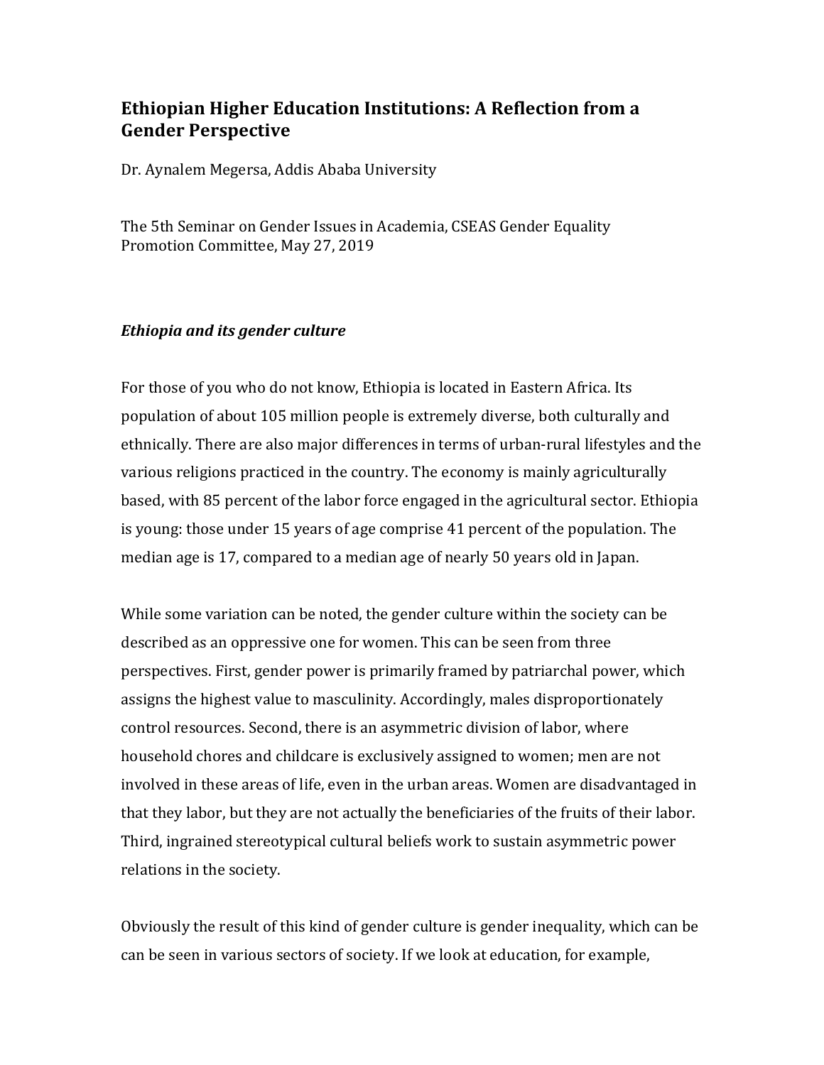# Ethiopian Higher Education Institutions: A Reflection from a Gender Perspective

Dr. Aynalem Megersa, Addis Ababa University

The 5th Seminar on Gender Issues in Academia, CSEAS Gender Equality Promotion Committee, May 27, 2019

### *Ethiopia and its gender culture*

For those of you who do not know, Ethiopia is located in Eastern Africa. Its population of about 105 million people is extremely diverse, both culturally and ethnically. There are also major differences in terms of urban-rural lifestyles and the various religions practiced in the country. The economy is mainly agriculturally based, with 85 percent of the labor force engaged in the agricultural sector. Ethiopia is young: those under 15 years of age comprise 41 percent of the population. The median age is 17, compared to a median age of nearly 50 years old in Japan.

While some variation can be noted, the gender culture within the society can be described as an oppressive one for women. This can be seen from three perspectives. First, gender power is primarily framed by patriarchal power, which assigns the highest value to masculinity. Accordingly, males disproportionately control resources. Second, there is an asymmetric division of labor, where household chores and childcare is exclusively assigned to women; men are not involved in these areas of life, even in the urban areas. Women are disadvantaged in that they labor, but they are not actually the beneficiaries of the fruits of their labor. Third, ingrained stereotypical cultural beliefs work to sustain asymmetric power relations in the society.

Obviously the result of this kind of gender culture is gender inequality, which can be can be seen in various sectors of society. If we look at education, for example,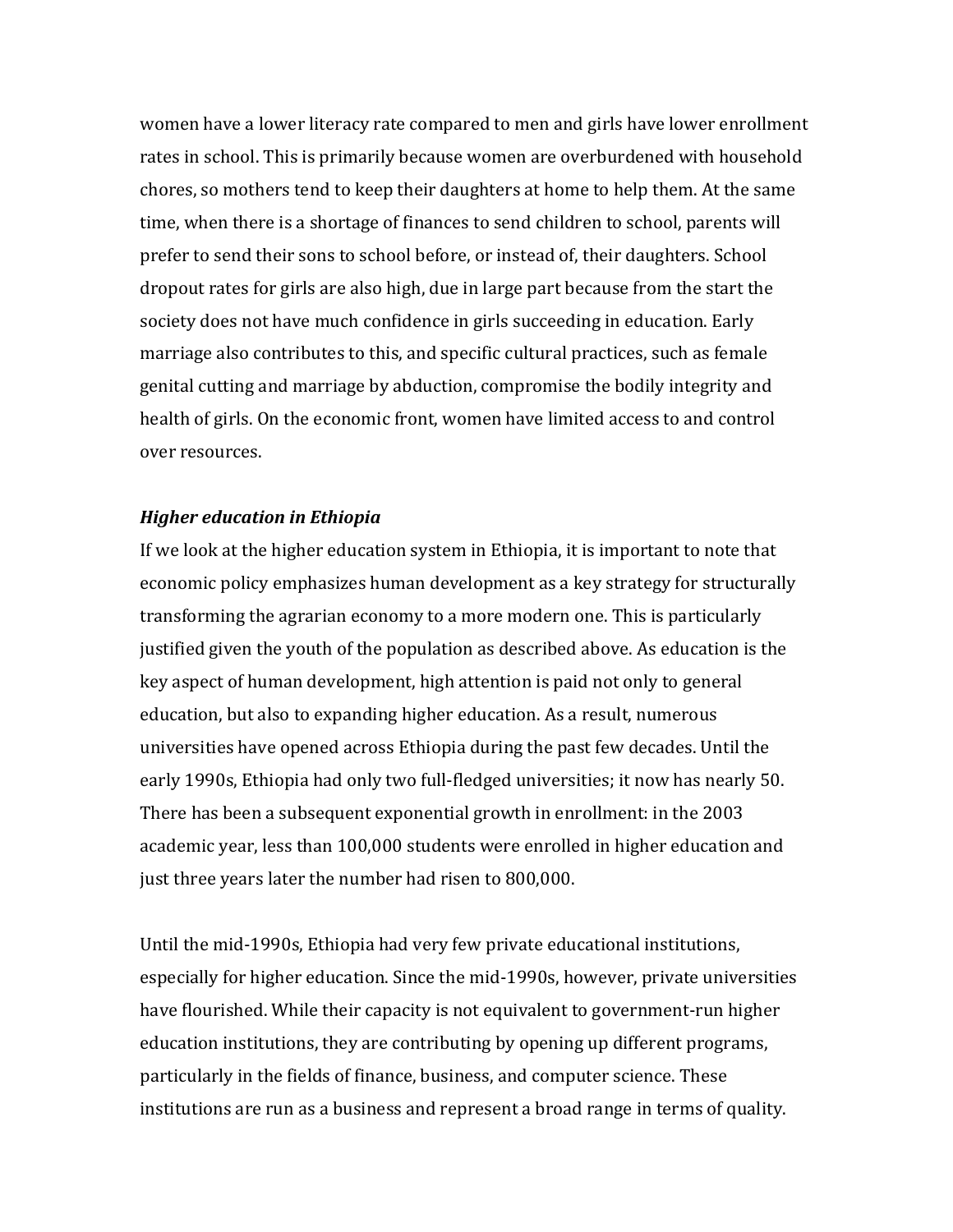women have a lower literacy rate compared to men and girls have lower enrollment rates in school. This is primarily because women are overburdened with household chores, so mothers tend to keep their daughters at home to help them. At the same time, when there is a shortage of finances to send children to school, parents will prefer to send their sons to school before, or instead of, their daughters. School dropout rates for girls are also high, due in large part because from the start the society does not have much confidence in girls succeeding in education. Early marriage also contributes to this, and specific cultural practices, such as female genital cutting and marriage by abduction, compromise the bodily integrity and health of girls. On the economic front, women have limited access to and control over resources.

***Higher education in Ethiopia***

If we look at the higher education system in Ethiopia, it is important to note that economic policy emphasizes human development as a key strategy for structurally transforming the agrarian economy to a more modern one. This is particularly justified given the youth of the population as described above. As education is the key aspect of human development, high attention is paid not only to general education, but also to expanding higher education. As a result, numerous universities have opened across Ethiopia during the past few decades. Until the early 1990s, Ethiopia had only two full-fledged universities; it now has nearly 50. There has been a subsequent exponential growth in enrollment: in the 2003 academic year, less than 100,000 students were enrolled in higher education and just three years later the number had risen to 800,000.

Until the mid-1990s, Ethiopia had very few private educational institutions, especially for higher education. Since the mid-1990s, however, private universities have flourished. While their capacity is not equivalent to government-run higher education institutions, they are contributing by opening up different programs, particularly in the fields of finance, business, and computer science. These institutions are run as a business and represent a broad range in terms of quality.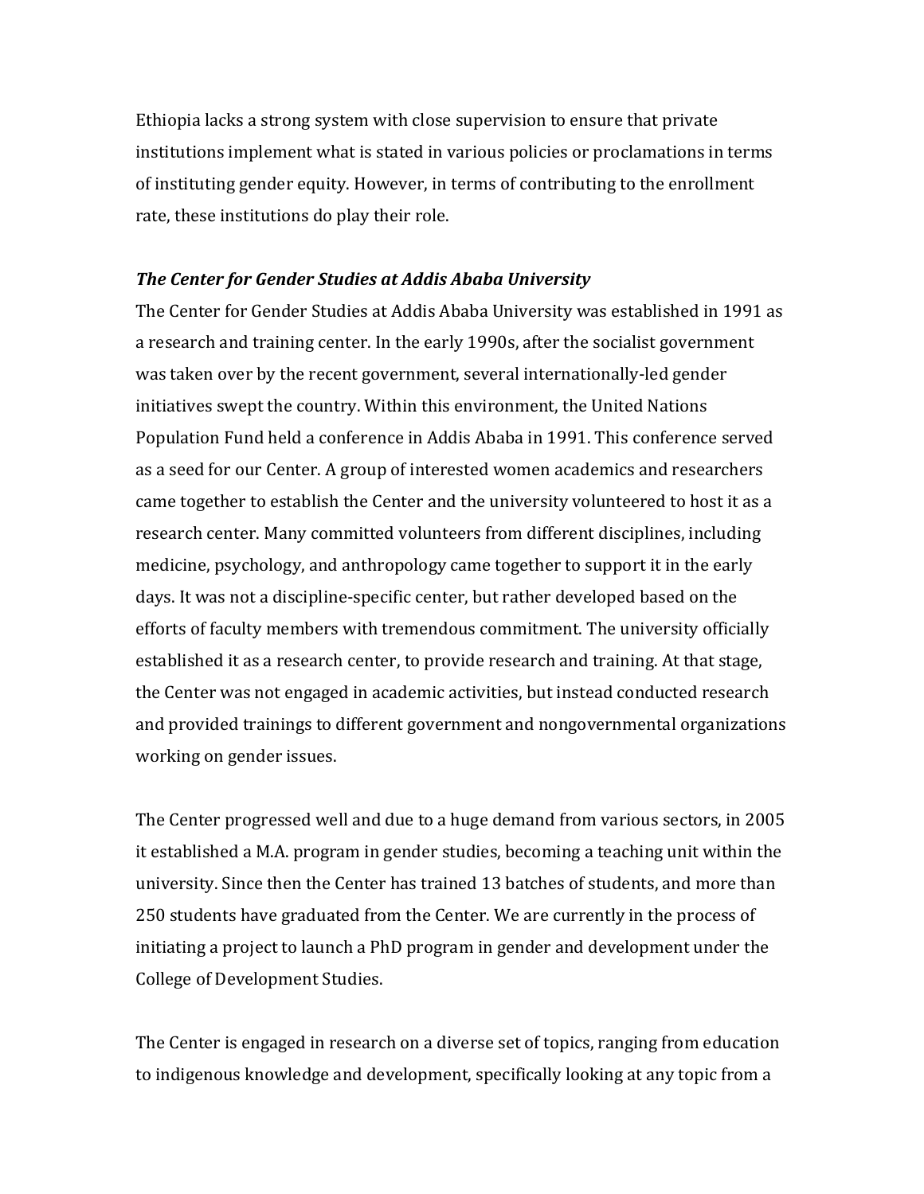Ethiopia lacks a strong system with close supervision to ensure that private institutions implement what is stated in various policies or proclamations in terms of instituting gender equity. However, in terms of contributing to the enrollment rate, these institutions do play their role.

***The Center for Gender Studies at Addis Ababa University***

The Center for Gender Studies at Addis Ababa University was established in 1991 as a research and training center. In the early 1990s, after the socialist government was taken over by the recent government, several internationally-led gender initiatives swept the country. Within this environment, the United Nations Population Fund held a conference in Addis Ababa in 1991. This conference served as a seed for our Center. A group of interested women academics and researchers came together to establish the Center and the university volunteered to host it as a research center. Many committed volunteers from different disciplines, including medicine, psychology, and anthropology came together to support it in the early days. It was not a discipline-specific center, but rather developed based on the efforts of faculty members with tremendous commitment. The university officially established it as a research center, to provide research and training. At that stage, the Center was not engaged in academic activities, but instead conducted research and provided trainings to different government and nongovernmental organizations working on gender issues.

The Center progressed well and due to a huge demand from various sectors, in 2005 it established a M.A. program in gender studies, becoming a teaching unit within the university. Since then the Center has trained 13 batches of students, and more than 250 students have graduated from the Center. We are currently in the process of initiating a project to launch a PhD program in gender and development under the College of Development Studies.

The Center is engaged in research on a diverse set of topics, ranging from education to indigenous knowledge and development, specifically looking at any topic from a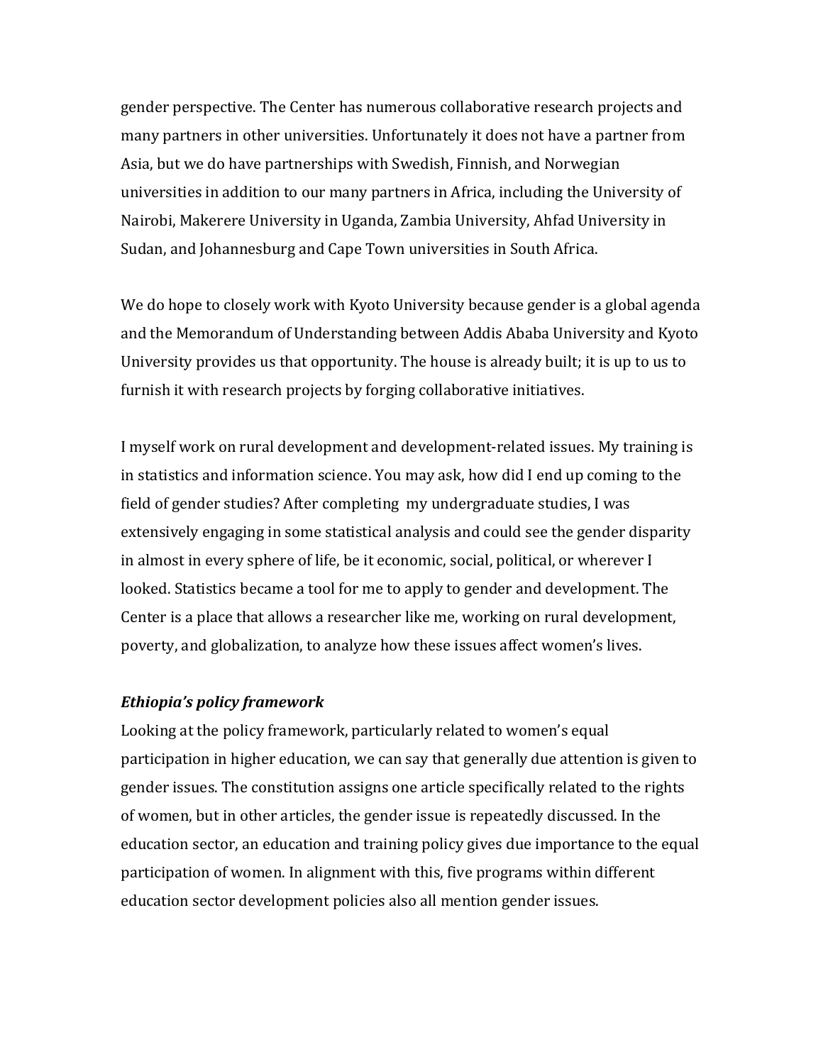gender perspective. The Center has numerous collaborative research projects and many partners in other universities. Unfortunately it does not have a partner from Asia, but we do have partnerships with Swedish, Finnish, and Norwegian universities in addition to our many partners in Africa, including the University of Nairobi, Makerere University in Uganda, Zambia University, Ahfad University in Sudan, and Johannesburg and Cape Town universities in South Africa.

We do hope to closely work with Kyoto University because gender is a global agenda and the Memorandum of Understanding between Addis Ababa University and Kyoto University provides us that opportunity. The house is already built; it is up to us to furnish it with research projects by forging collaborative initiatives.

I myself work on rural development and development-related issues. My training is in statistics and information science. You may ask, how did I end up coming to the field of gender studies? After completing my undergraduate studies, I was extensively engaging in some statistical analysis and could see the gender disparity in almost in every sphere of life, be it economic, social, political, or wherever I looked. Statistics became a tool for me to apply to gender and development. The Center is a place that allows a researcher like me, working on rural development, poverty, and globalization, to analyze how these issues affect women's lives.

***Ethiopia's policy framework***

Looking at the policy framework, particularly related to women's equal participation in higher education, we can say that generally due attention is given to gender issues. The constitution assigns one article specifically related to the rights of women, but in other articles, the gender issue is repeatedly discussed. In the education sector, an education and training policy gives due importance to the equal participation of women. In alignment with this, five programs within different education sector development policies also all mention gender issues.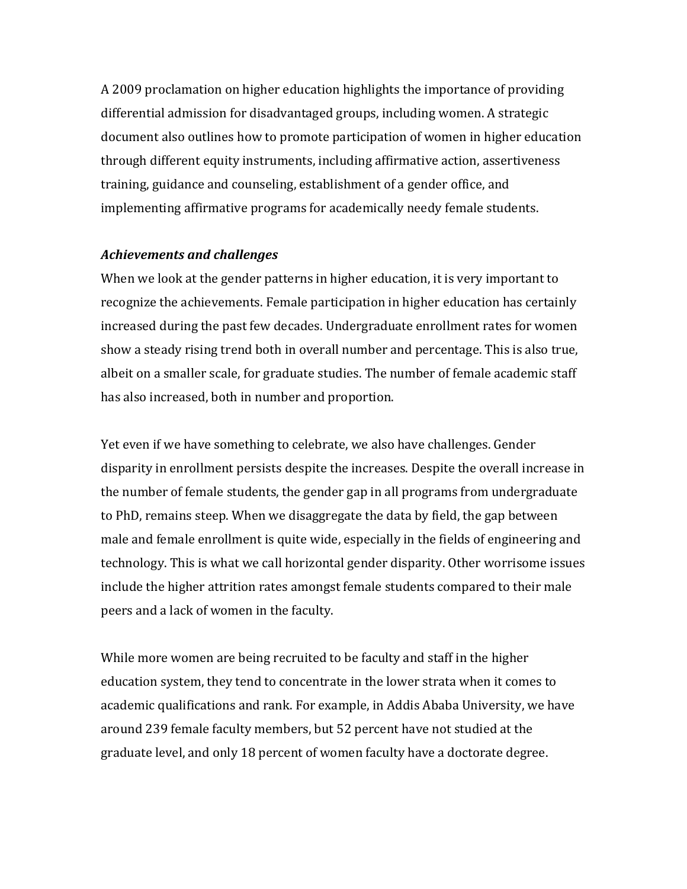A 2009 proclamation on higher education highlights the importance of providing differential admission for disadvantaged groups, including women. A strategic document also outlines how to promote participation of women in higher education through different equity instruments, including affirmative action, assertiveness training, guidance and counseling, establishment of a gender office, and implementing affirmative programs for academically needy female students.

***Achievements and challenges***

When we look at the gender patterns in higher education, it is very important to recognize the achievements. Female participation in higher education has certainly increased during the past few decades. Undergraduate enrollment rates for women show a steady rising trend both in overall number and percentage. This is also true, albeit on a smaller scale, for graduate studies. The number of female academic staff has also increased, both in number and proportion.

Yet even if we have something to celebrate, we also have challenges. Gender disparity in enrollment persists despite the increases. Despite the overall increase in the number of female students, the gender gap in all programs from undergraduate to PhD, remains steep. When we disaggregate the data by field, the gap between male and female enrollment is quite wide, especially in the fields of engineering and technology. This is what we call horizontal gender disparity. Other worrisome issues include the higher attrition rates amongst female students compared to their male peers and a lack of women in the faculty.

While more women are being recruited to be faculty and staff in the higher education system, they tend to concentrate in the lower strata when it comes to academic qualifications and rank. For example, in Addis Ababa University, we have around 239 female faculty members, but 52 percent have not studied at the graduate level, and only 18 percent of women faculty have a doctorate degree.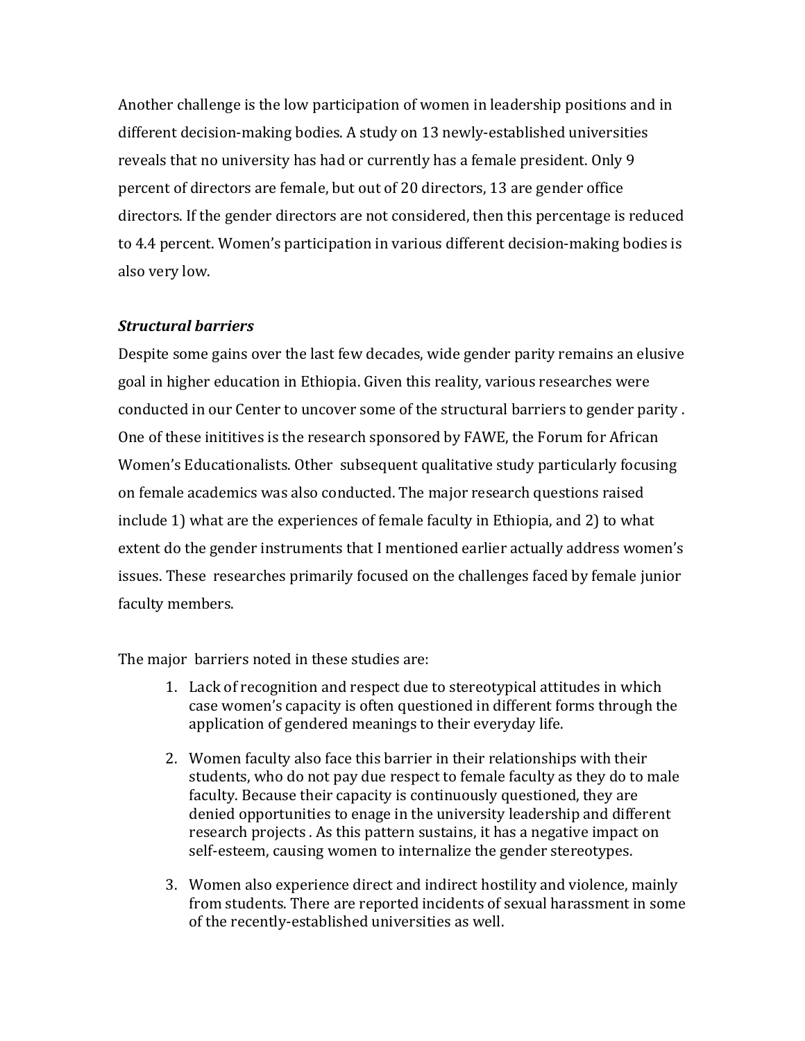Another challenge is the low participation of women in leadership positions and in different decision-making bodies. A study on 13 newly-established universities reveals that no university has had or currently has a female president. Only 9 percent of directors are female, but out of 20 directors, 13 are gender office directors. If the gender directors are not considered, then this percentage is reduced to 4.4 percent. Women's participation in various different decision-making bodies is also very low.

***Structural barriers***

Despite some gains over the last few decades, wide gender parity remains an elusive goal in higher education in Ethiopia. Given this reality, various researches were conducted in our Center to uncover some of the structural barriers to gender parity . One of these inititives is the research sponsored by FAWE, the Forum for African Women's Educationalists. Other subsequent qualitative study particularly focusing on female academics was also conducted. The major research questions raised include 1) what are the experiences of female faculty in Ethiopia, and 2) to what extent do the gender instruments that I mentioned earlier actually address women's issues. These researches primarily focused on the challenges faced by female junior faculty members.

The major barriers noted in these studies are:

1. Lack of recognition and respect due to stereotypical attitudes in which case women's capacity is often questioned in different forms through the application of gendered meanings to their everyday life.

2. Women faculty also face this barrier in their relationships with their students, who do not pay due respect to female faculty as they do to male faculty. Because their capacity is continuously questioned, they are denied opportunities to enage in the university leadership and different research projects . As this pattern sustains, it has a negative impact on self-esteem, causing women to internalize the gender stereotypes.

3. Women also experience direct and indirect hostility and violence, mainly from students. There are reported incidents of sexual harassment in some of the recently-established universities as well.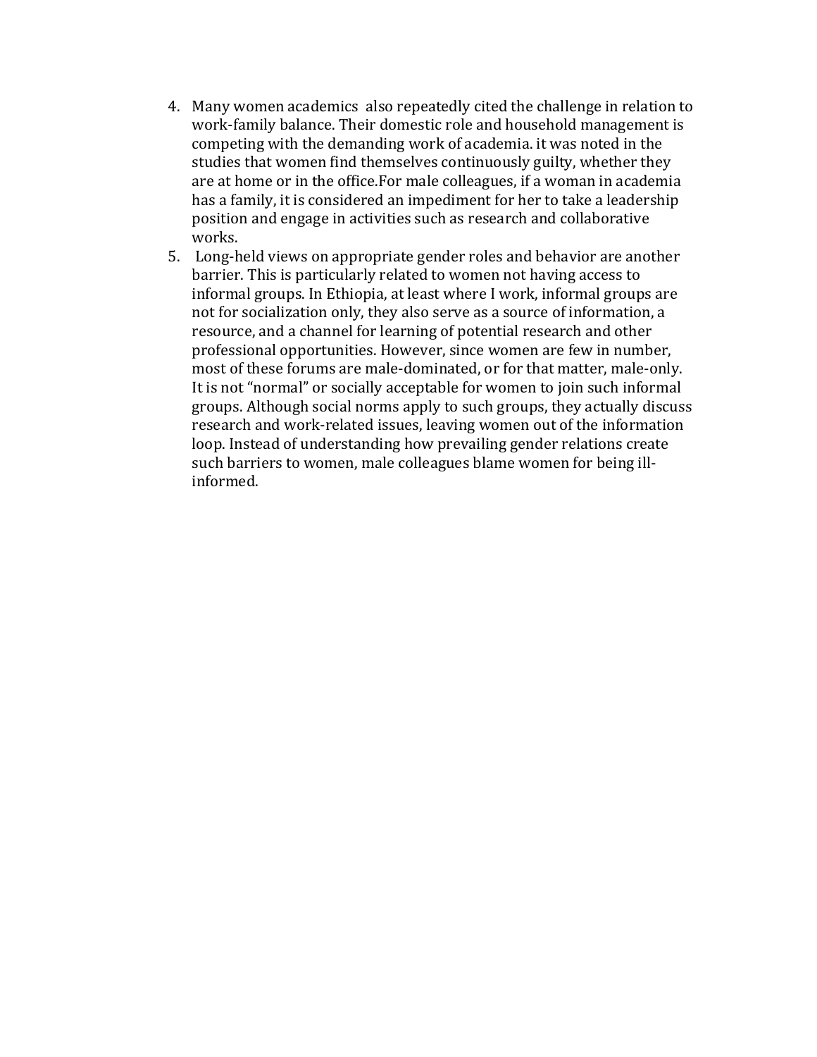4. Many women academics also repeatedly cited the challenge in relation to work-family balance. Their domestic role and household management is competing with the demanding work of academia. it was noted in the studies that women find themselves continuously guilty, whether they are at home or in the office.For male colleagues, if a woman in academia has a family, it is considered an impediment for her to take a leadership position and engage in activities such as research and collaborative works.
5. Long-held views on appropriate gender roles and behavior are another barrier. This is particularly related to women not having access to informal groups. In Ethiopia, at least where I work, informal groups are not for socialization only, they also serve as a source of information, a resource, and a channel for learning of potential research and other professional opportunities. However, since women are few in number, most of these forums are male-dominated, or for that matter, male-only. It is not "normal" or socially acceptable for women to join such informal groups. Although social norms apply to such groups, they actually discuss research and work-related issues, leaving women out of the information loop. Instead of understanding how prevailing gender relations create such barriers to women, male colleagues blame women for being ill-informed.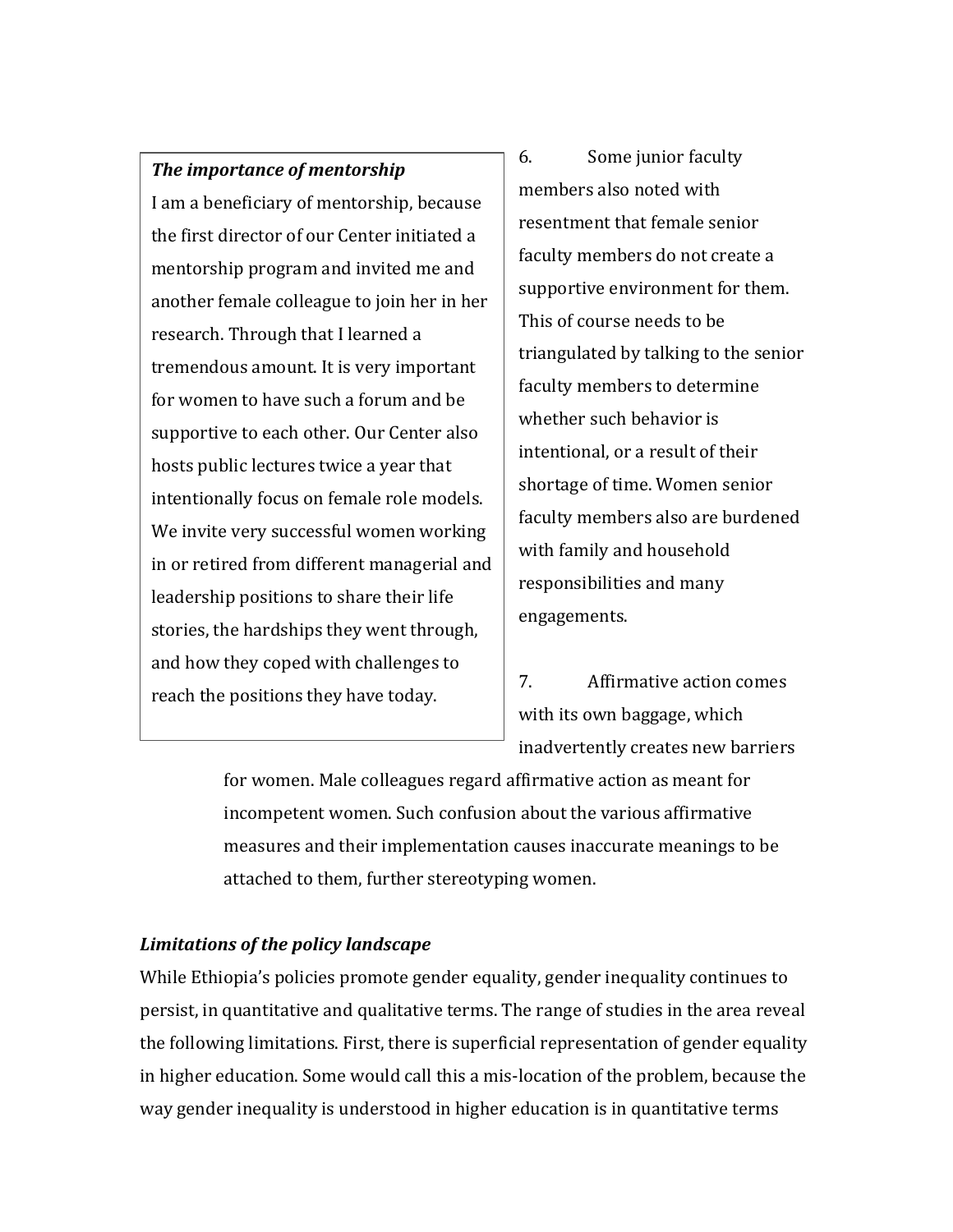> ***The importance of mentorship***
>
> I am a beneficiary of mentorship, because the first director of our Center initiated a mentorship program and invited me and another female colleague to join her in her research. Through that I learned a tremendous amount. It is very important for women to have such a forum and be supportive to each other. Our Center also hosts public lectures twice a year that intentionally focus on female role models. We invite very successful women working in or retired from different managerial and leadership positions to share their life stories, the hardships they went through, and how they coped with challenges to reach the positions they have today.

6. Some junior faculty members also noted with resentment that female senior faculty members do not create a supportive environment for them. This of course needs to be triangulated by talking to the senior faculty members to determine whether such behavior is intentional, or a result of their shortage of time. Women senior faculty members also are burdened with family and household responsibilities and many engagements.

7. Affirmative action comes with its own baggage, which inadvertently creates new barriers for women. Male colleagues regard affirmative action as meant for incompetent women. Such confusion about the various affirmative measures and their implementation causes inaccurate meanings to be attached to them, further stereotyping women.

***Limitations of the policy landscape***

While Ethiopia's policies promote gender equality, gender inequality continues to persist, in quantitative and qualitative terms. The range of studies in the area reveal the following limitations. First, there is superficial representation of gender equality in higher education. Some would call this a mis-location of the problem, because the way gender inequality is understood in higher education is in quantitative terms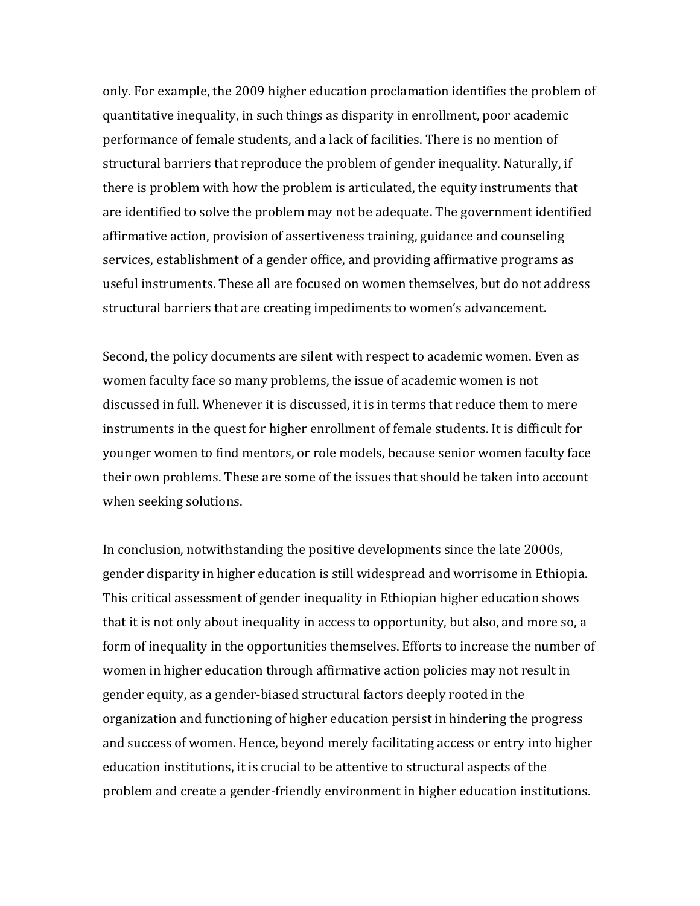only. For example, the 2009 higher education proclamation identifies the problem of quantitative inequality, in such things as disparity in enrollment, poor academic performance of female students, and a lack of facilities. There is no mention of structural barriers that reproduce the problem of gender inequality. Naturally, if there is problem with how the problem is articulated, the equity instruments that are identified to solve the problem may not be adequate. The government identified affirmative action, provision of assertiveness training, guidance and counseling services, establishment of a gender office, and providing affirmative programs as useful instruments. These all are focused on women themselves, but do not address structural barriers that are creating impediments to women's advancement.

Second, the policy documents are silent with respect to academic women. Even as women faculty face so many problems, the issue of academic women is not discussed in full. Whenever it is discussed, it is in terms that reduce them to mere instruments in the quest for higher enrollment of female students. It is difficult for younger women to find mentors, or role models, because senior women faculty face their own problems. These are some of the issues that should be taken into account when seeking solutions.

In conclusion, notwithstanding the positive developments since the late 2000s, gender disparity in higher education is still widespread and worrisome in Ethiopia. This critical assessment of gender inequality in Ethiopian higher education shows that it is not only about inequality in access to opportunity, but also, and more so, a form of inequality in the opportunities themselves. Efforts to increase the number of women in higher education through affirmative action policies may not result in gender equity, as a gender-biased structural factors deeply rooted in the organization and functioning of higher education persist in hindering the progress and success of women. Hence, beyond merely facilitating access or entry into higher education institutions, it is crucial to be attentive to structural aspects of the problem and create a gender-friendly environment in higher education institutions.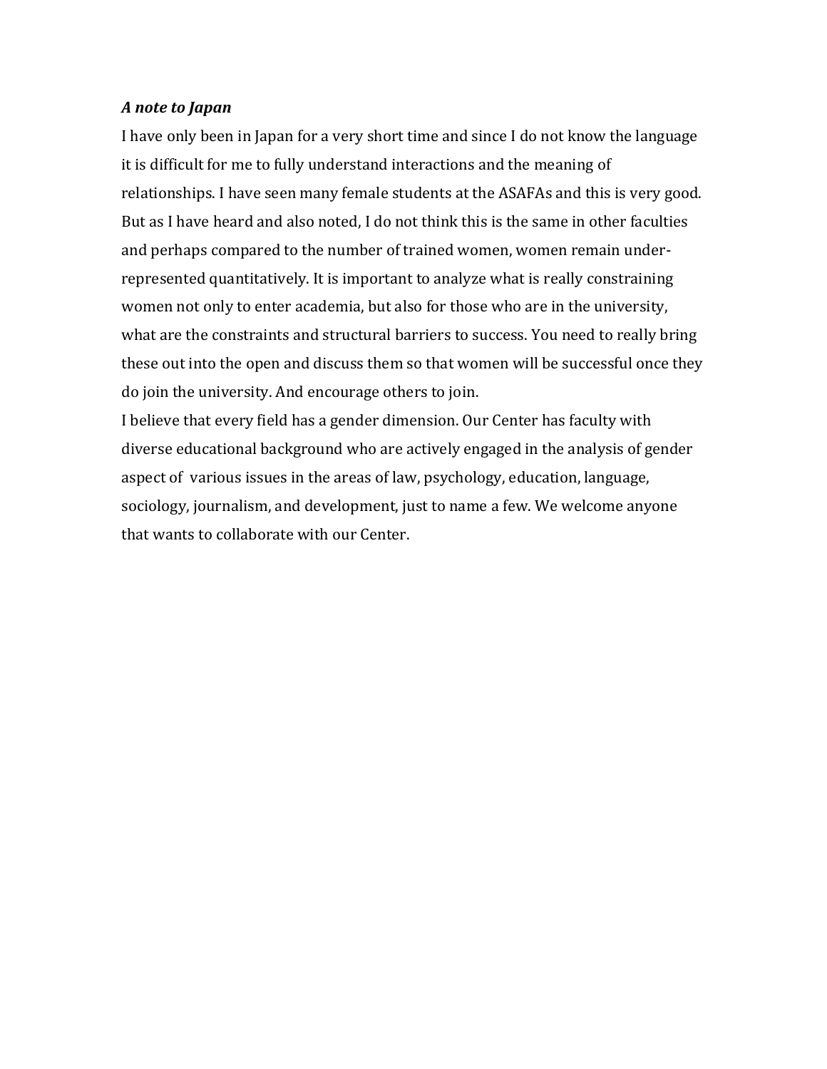***A note to Japan***

I have only been in Japan for a very short time and since I do not know the language it is difficult for me to fully understand interactions and the meaning of relationships. I have seen many female students at the ASAFAs and this is very good. But as I have heard and also noted, I do not think this is the same in other faculties and perhaps compared to the number of trained women, women remain under-represented quantitatively. It is important to analyze what is really constraining women not only to enter academia, but also for those who are in the university, what are the constraints and structural barriers to success. You need to really bring these out into the open and discuss them so that women will be successful once they do join the university. And encourage others to join.

I believe that every field has a gender dimension. Our Center has faculty with diverse educational background who are actively engaged in the analysis of gender aspect of various issues in the areas of law, psychology, education, language, sociology, journalism, and development, just to name a few. We welcome anyone that wants to collaborate with our Center.